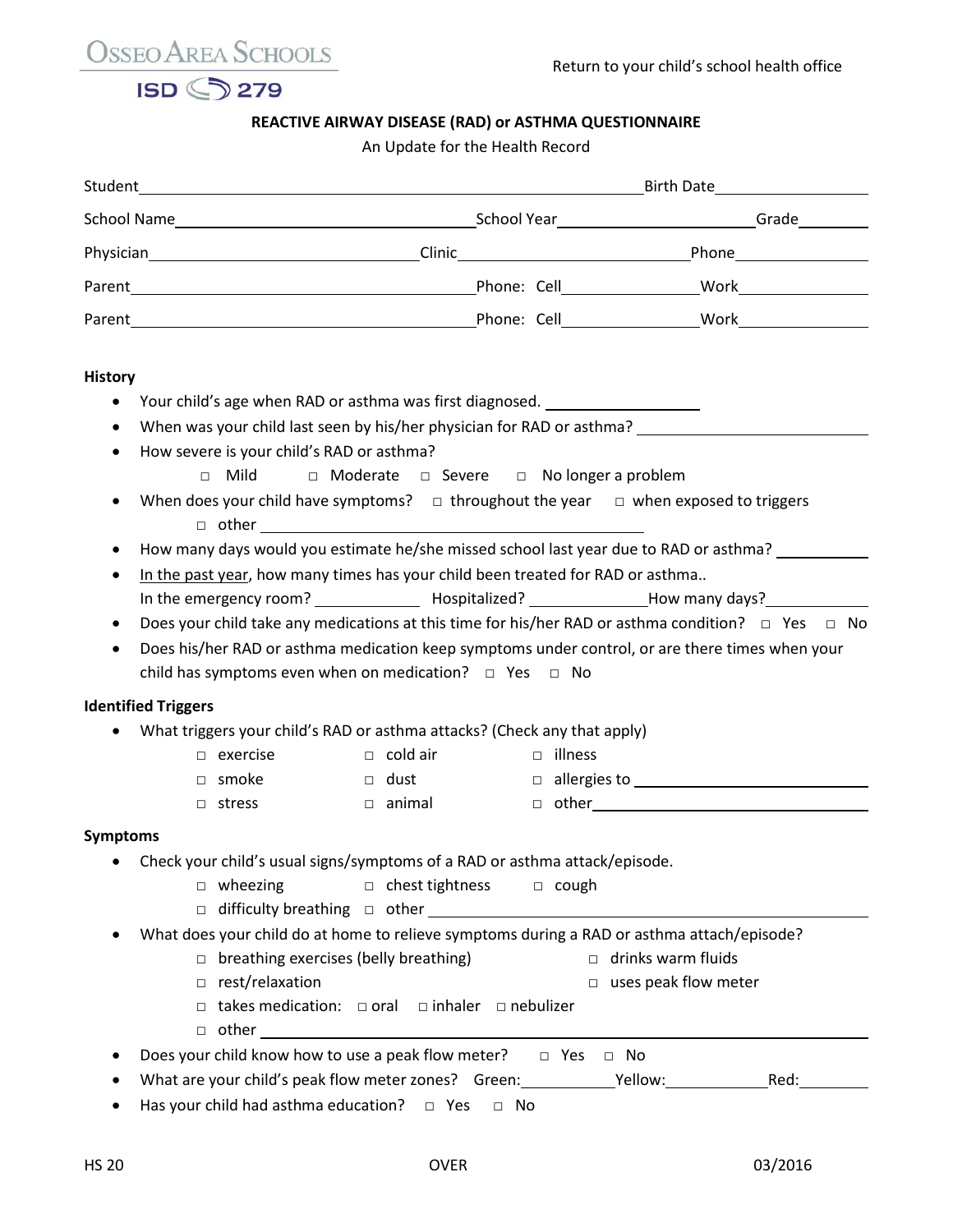Osseo Area Schools
ISD 279

Return to your child's school health office

**REACTIVE AIRWAY DISEASE (RAD) or ASTHMA QUESTIONNAIRE**

An Update for the Health Record

Student ______________________________ Birth Date ______________

School Name ______________________ School Year ______________ Grade ________

Physician ______________________ Clinic ______________________ Phone ______________

Parent ______________________________ Phone: Cell ______________ Work ______________

Parent ______________________________ Phone: Cell ______________ Work ______________

**History**

- Your child's age when RAD or asthma was first diagnosed. ______________
- When was your child last seen by his/her physician for RAD or asthma? ______________
- How severe is your child's RAD or asthma?
  - □ Mild □ Moderate □ Severe □ No longer a problem
- When does your child have symptoms? □ throughout the year □ when exposed to triggers
  - □ other ______________________________
- How many days would you estimate he/she missed school last year due to RAD or asthma? ________
- In the past year, how many times has your child been treated for RAD or asthma..
  In the emergency room? __________ Hospitalized? __________ How many days? __________
- Does your child take any medications at this time for his/her RAD or asthma condition? □ Yes □ No
- Does his/her RAD or asthma medication keep symptoms under control, or are there times when your child has symptoms even when on medication? □ Yes □ No

**Identified Triggers**

- What triggers your child's RAD or asthma attacks? (Check any that apply)
  - □ exercise □ cold air □ illness
  - □ smoke □ dust □ allergies to ______________________
  - □ stress □ animal □ other ______________________

**Symptoms**

- Check your child's usual signs/symptoms of a RAD or asthma attack/episode.
  - □ wheezing □ chest tightness □ cough
  - □ difficulty breathing □ other ______________________________
- What does your child do at home to relieve symptoms during a RAD or asthma attach/episode?
  - □ breathing exercises (belly breathing) □ drinks warm fluids
  - □ rest/relaxation □ uses peak flow meter
  - □ takes medication: □ oral □ inhaler □ nebulizer
  - □ other ______________________________
- Does your child know how to use a peak flow meter? □ Yes □ No
- What are your child's peak flow meter zones? Green: __________ Yellow: __________ Red: __________
- Has your child had asthma education? □ Yes □ No

HS 20 OVER 03/2016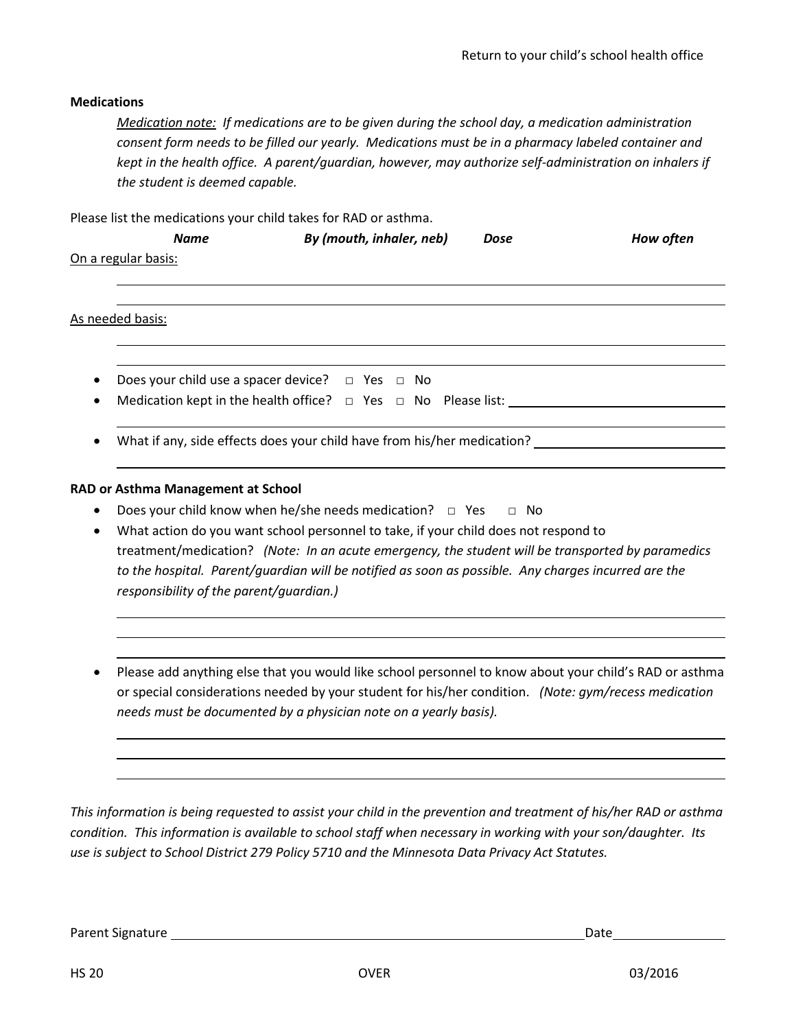Return to your child's school health office

**Medications**

*Medication note: If medications are to be given during the school day, a medication administration consent form needs to be filled our yearly. Medications must be in a pharmacy labeled container and kept in the health office. A parent/guardian, however, may authorize self-administration on inhalers if the student is deemed capable.*

Please list the medications your child takes for RAD or asthma.

| | ***Name*** | ***By (mouth, inhaler, neb)*** | ***Dose*** | ***How often*** |
|---|---|---|---|---|
| On a regular basis: | | | | |
| | | | | |
| | | | | |
| As needed basis: | | | | |
| | | | | |
| | | | | |

- Does your child use a spacer device? □ Yes □ No
- Medication kept in the health office? □ Yes □ No Please list: ______________________

  ________________________________________________________________
- What if any, side effects does your child have from his/her medication? ______________________

________________________________________________________________

**RAD or Asthma Management at School**

- Does your child know when he/she needs medication? □ Yes □ No
- What action do you want school personnel to take, if your child does not respond to treatment/medication? *(Note: In an acute emergency, the student will be transported by paramedics to the hospital. Parent/guardian will be notified as soon as possible. Any charges incurred are the responsibility of the parent/guardian.)*

  ________________________________________________________________

  ________________________________________________________________

  ________________________________________________________________
- Please add anything else that you would like school personnel to know about your child's RAD or asthma or special considerations needed by your student for his/her condition. *(Note: gym/recess medication needs must be documented by a physician note on a yearly basis).*

  ________________________________________________________________

  ________________________________________________________________

  ________________________________________________________________

*This information is being requested to assist your child in the prevention and treatment of his/her RAD or asthma condition. This information is available to school staff when necessary in working with your son/daughter. Its use is subject to School District 279 Policy 5710 and the Minnesota Data Privacy Act Statutes.*

Parent Signature ______________________________________________ Date ______________

HS 20 OVER 03/2016